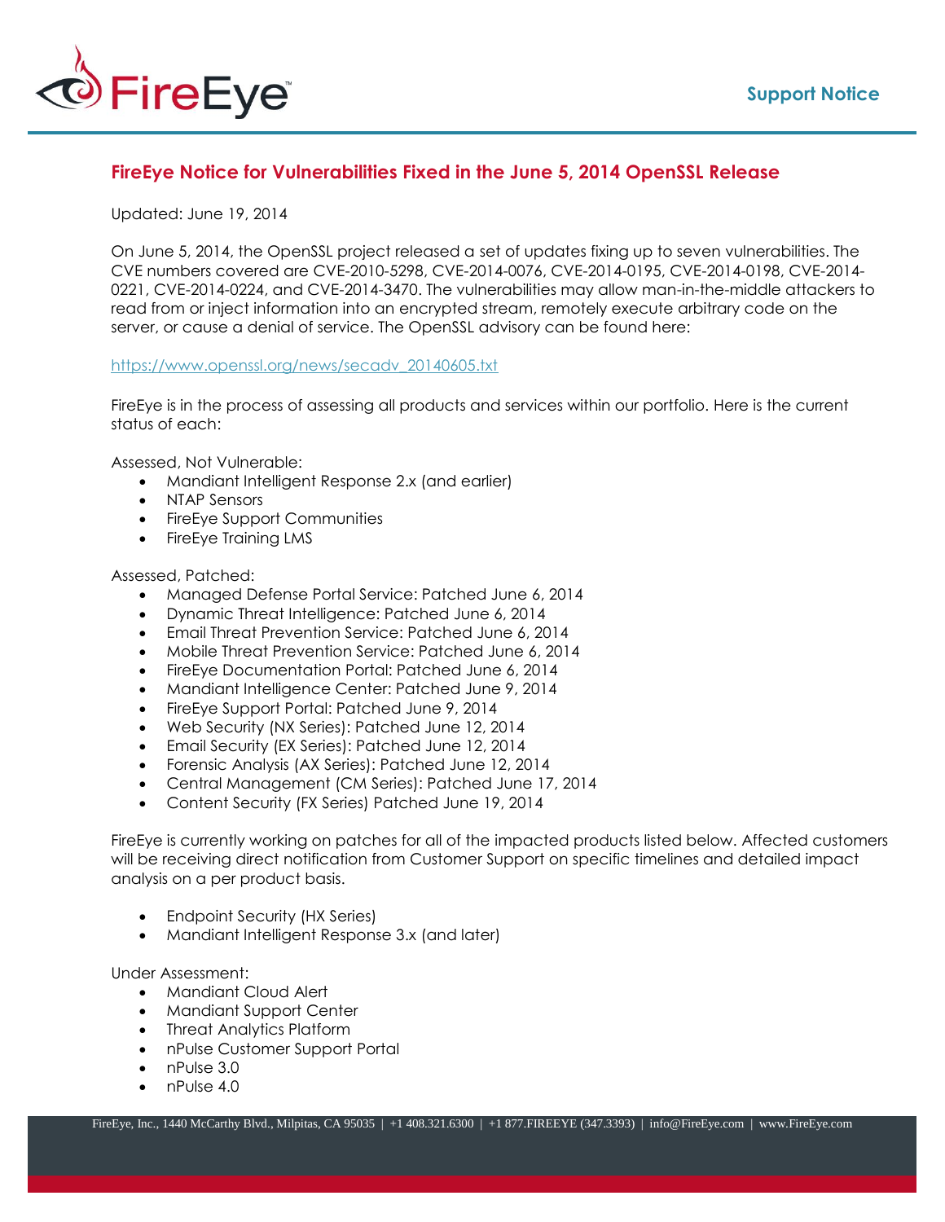# FireEye Notice for Vulnerabilities Fixed in the June 5, 2014 OpenSSL Release

Updated: June 19, 2014

On June 5, 2014, the OpenSSL project released a set of updates fixing up to seven vulnerabilities. The CVE numbers covered are CVE-2010-5298, CVE-2014-0076, CVE-2014-0195, CVE-2014-0198, CVE-2014-0221, CVE-2014-0224, and CVE-2014-3470. The vulnerabilities may allow man-in-the-middle attackers to read from or inject information into an encrypted stream, remotely execute arbitrary code on the server, or cause a denial of service. The OpenSSL advisory can be found here:

https://www.openssl.org/news/secadv_20140605.txt

FireEye is in the process of assessing all products and services within our portfolio. Here is the current status of each:

Assessed, Not Vulnerable:

- Mandiant Intelligent Response 2.x (and earlier)
- NTAP Sensors
- FireEye Support Communities
- FireEye Training LMS

Assessed, Patched:

- Managed Defense Portal Service: Patched June 6, 2014
- Dynamic Threat Intelligence: Patched June 6, 2014
- Email Threat Prevention Service: Patched June 6, 2014
- Mobile Threat Prevention Service: Patched June 6, 2014
- FireEye Documentation Portal: Patched June 6, 2014
- Mandiant Intelligence Center: Patched June 9, 2014
- FireEye Support Portal: Patched June 9, 2014
- Web Security (NX Series): Patched June 12, 2014
- Email Security (EX Series): Patched June 12, 2014
- Forensic Analysis (AX Series): Patched June 12, 2014
- Central Management (CM Series): Patched June 17, 2014
- Content Security (FX Series) Patched June 19, 2014

FireEye is currently working on patches for all of the impacted products listed below. Affected customers will be receiving direct notification from Customer Support on specific timelines and detailed impact analysis on a per product basis.

- Endpoint Security (HX Series)
- Mandiant Intelligent Response 3.x (and later)

Under Assessment:

- Mandiant Cloud Alert
- Mandiant Support Center
- Threat Analytics Platform
- nPulse Customer Support Portal
- nPulse 3.0
- nPulse 4.0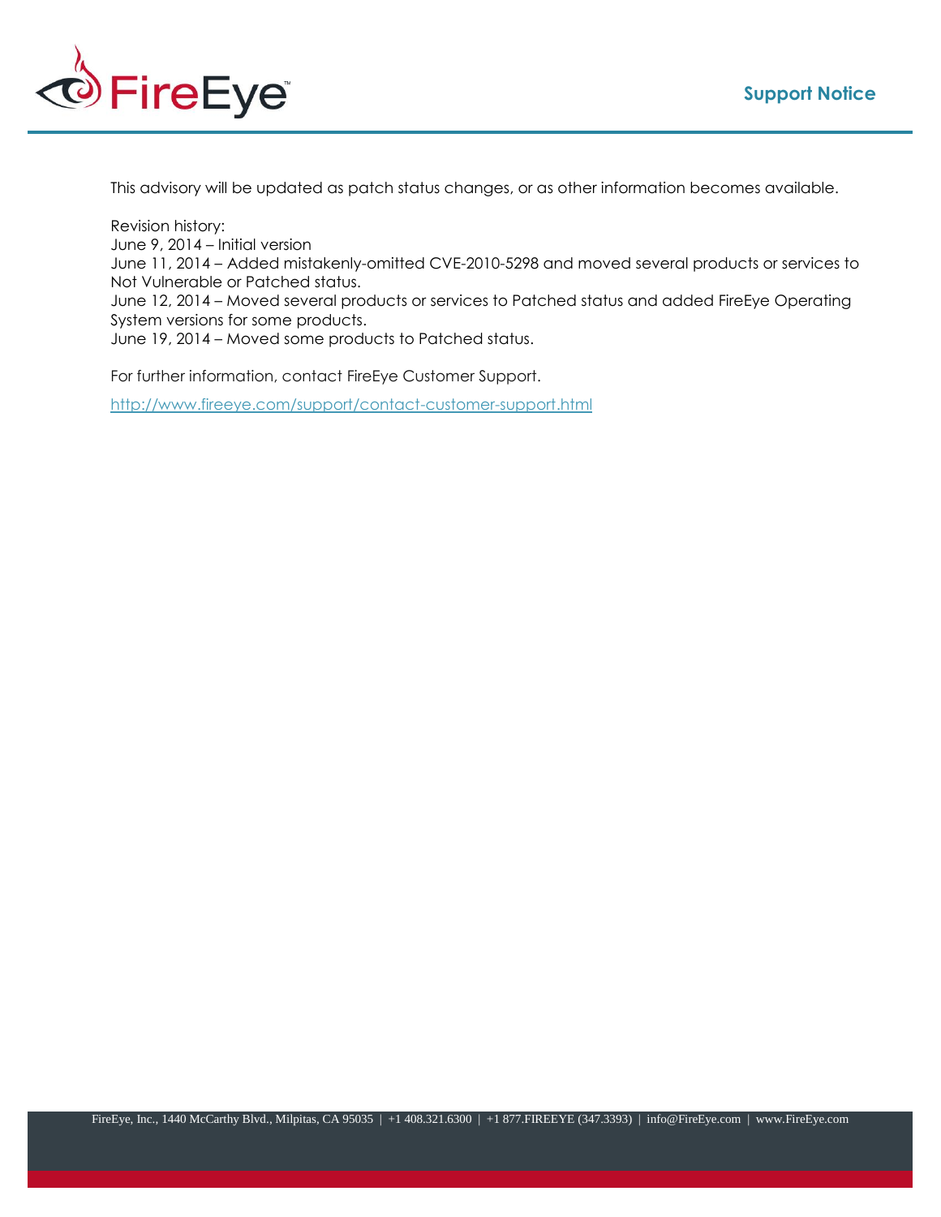This advisory will be updated as patch status changes, or as other information becomes available.

Revision history:
June 9, 2014 – Initial version
June 11, 2014 – Added mistakenly-omitted CVE-2010-5298 and moved several products or services to Not Vulnerable or Patched status.
June 12, 2014 – Moved several products or services to Patched status and added FireEye Operating System versions for some products.
June 19, 2014 – Moved some products to Patched status.

For further information, contact FireEye Customer Support.

http://www.fireeye.com/support/contact-customer-support.html